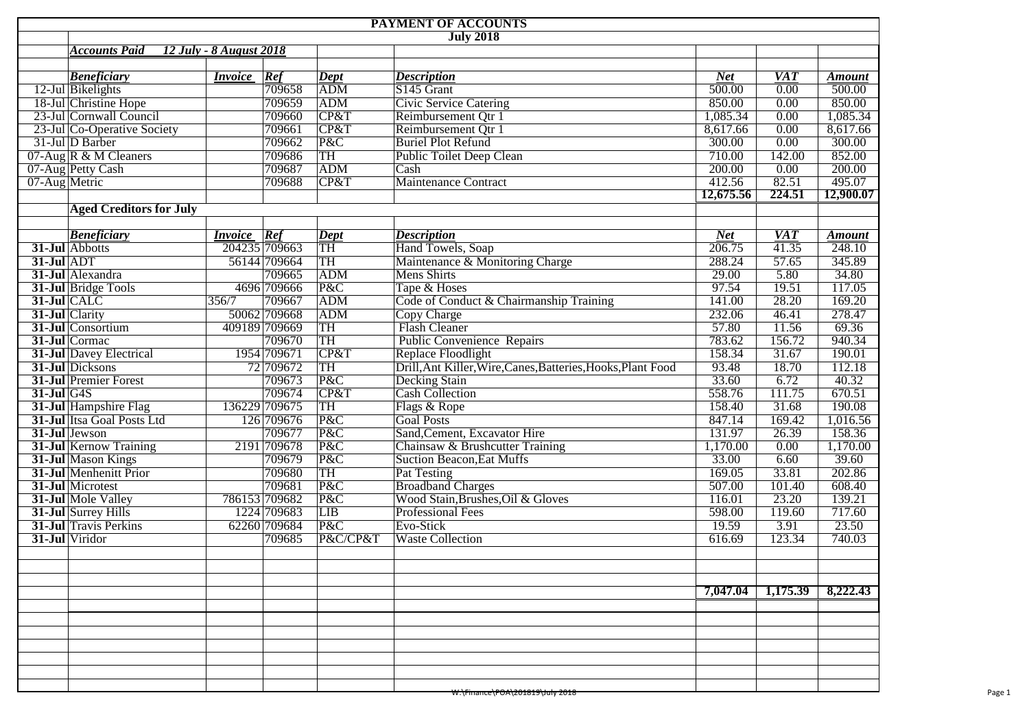# PAYMENT OF ACCOUNTS

## July 2018

***Accounts Paid 12 July - 8 August 2018***

| | *Beneficiary* | *Invoice* | *Ref* | *Dept* | *Description* | *Net* | *VAT* | *Amount* |
|---|---|---|---|---|---|---|---|---|
| 12-Jul | Bikelights | | 709658 | ADM | S145 Grant | 500.00 | 0.00 | 500.00 |
| 18-Jul | Christine Hope | | 709659 | ADM | Civic Service Catering | 850.00 | 0.00 | 850.00 |
| 23-Jul | Cornwall Council | | 709660 | CP&T | Reimbursement Qtr 1 | 1,085.34 | 0.00 | 1,085.34 |
| 23-Jul | Co-Operative Society | | 709661 | CP&T | Reimbursement Qtr 1 | 8,617.66 | 0.00 | 8,617.66 |
| 31-Jul | D Barber | | 709662 | P&C | Burial Plot Refund | 300.00 | 0.00 | 300.00 |
| 07-Aug | R & M Cleaners | | 709686 | TH | Public Toilet Deep Clean | 710.00 | 142.00 | 852.00 |
| 07-Aug | Petty Cash | | 709687 | ADM | Cash | 200.00 | 0.00 | 200.00 |
| 07-Aug | Metric | | 709688 | CP&T | Maintenance Contract | 412.56 | 82.51 | 495.07 |
| | | | | | | **12,675.56** | **224.51** | **12,900.07** |

**Aged Creditors for July**

| | *Beneficiary* | *Invoice* | *Ref* | *Dept* | *Description* | *Net* | *VAT* | *Amount* |
|---|---|---|---|---|---|---|---|---|
| **31-Jul** | Abbotts | 204235 | 709663 | TH | Hand Towels, Soap | 206.75 | 41.35 | 248.10 |
| **31-Jul** | ADT | 56144 | 709664 | TH | Maintenance & Monitoring Charge | 288.24 | 57.65 | 345.89 |
| **31-Jul** | Alexandra | | 709665 | ADM | Mens Shirts | 29.00 | 5.80 | 34.80 |
| **31-Jul** | Bridge Tools | 4696 | 709666 | P&C | Tape & Hoses | 97.54 | 19.51 | 117.05 |
| **31-Jul** | CALC | 356/7 | 709667 | ADM | Code of Conduct & Chairmanship Training | 141.00 | 28.20 | 169.20 |
| **31-Jul** | Clarity | 50062 | 709668 | ADM | Copy Charge | 232.06 | 46.41 | 278.47 |
| **31-Jul** | Consortium | 409189 | 709669 | TH | Flash Cleaner | 57.80 | 11.56 | 69.36 |
| **31-Jul** | Cormac | | 709670 | TH | Public Convenience Repairs | 783.62 | 156.72 | 940.34 |
| **31-Jul** | Davey Electrical | 1954 | 709671 | CP&T | Replace Floodlight | 158.34 | 31.67 | 190.01 |
| **31-Jul** | Dicksons | 72 | 709672 | TH | Drill,Ant Killer,Wire,Canes,Batteries,Hooks,Plant Food | 93.48 | 18.70 | 112.18 |
| **31-Jul** | Premier Forest | | 709673 | P&C | Decking Stain | 33.60 | 6.72 | 40.32 |
| **31-Jul** | G4S | | 709674 | CP&T | Cash Collection | 558.76 | 111.75 | 670.51 |
| **31-Jul** | Hampshire Flag | 136229 | 709675 | TH | Flags & Rope | 158.40 | 31.68 | 190.08 |
| **31-Jul** | Itsa Goal Posts Ltd | 126 | 709676 | P&C | Goal Posts | 847.14 | 169.42 | 1,016.56 |
| **31-Jul** | Jewson | | 709677 | P&C | Sand,Cement, Excavator Hire | 131.97 | 26.39 | 158.36 |
| **31-Jul** | Kernow Training | 2191 | 709678 | P&C | Chainsaw & Brushcutter Training | 1,170.00 | 0.00 | 1,170.00 |
| **31-Jul** | Mason Kings | | 709679 | P&C | Suction Beacon,Eat Muffs | 33.00 | 6.60 | 39.60 |
| **31-Jul** | Menhenitt Prior | | 709680 | TH | Pat Testing | 169.05 | 33.81 | 202.86 |
| **31-Jul** | Microtest | | 709681 | P&C | Broadband Charges | 507.00 | 101.40 | 608.40 |
| **31-Jul** | Mole Valley | 786153 | 709682 | P&C | Wood Stain,Brushes,Oil & Gloves | 116.01 | 23.20 | 139.21 |
| **31-Jul** | Surrey Hills | 1224 | 709683 | LIB | Professional Fees | 598.00 | 119.60 | 717.60 |
| **31-Jul** | Travis Perkins | 62260 | 709684 | P&C | Evo-Stick | 19.59 | 3.91 | 23.50 |
| **31-Jul** | Viridor | | 709685 | P&C/CP&T | Waste Collection | 616.69 | 123.34 | 740.03 |
| | | | | | | **7,047.04** | **1,175.39** | **8,222.43** |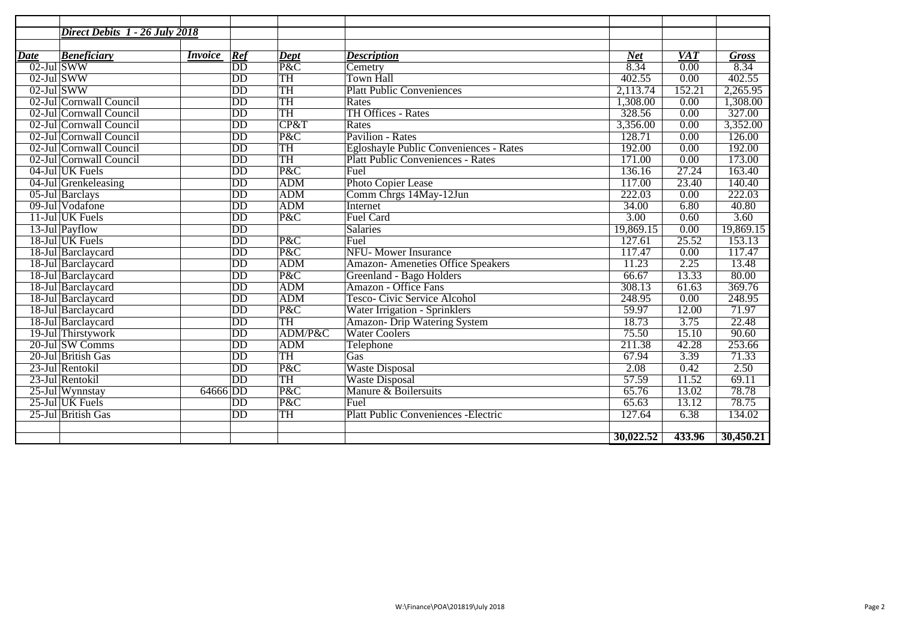## *Direct Debits 1 - 26 July 2018*

| Date | Beneficiary | Invoice | Ref | Dept | Description | Net | VAT | Gross |
|---|---|---|---|---|---|---|---|---|
| 02-Jul | SWW | | DD | P&C | Cemetry | 8.34 | 0.00 | 8.34 |
| 02-Jul | SWW | | DD | TH | Town Hall | 402.55 | 0.00 | 402.55 |
| 02-Jul | SWW | | DD | TH | Platt Public Conveniences | 2,113.74 | 152.21 | 2,265.95 |
| 02-Jul | Cornwall Council | | DD | TH | Rates | 1,308.00 | 0.00 | 1,308.00 |
| 02-Jul | Cornwall Council | | DD | TH | TH Offices - Rates | 328.56 | 0.00 | 327.00 |
| 02-Jul | Cornwall Council | | DD | CP&T | Rates | 3,356.00 | 0.00 | 3,352.00 |
| 02-Jul | Cornwall Council | | DD | P&C | Pavilion - Rates | 128.71 | 0.00 | 126.00 |
| 02-Jul | Cornwall Council | | DD | TH | Egloshayle Public Conveniences - Rates | 192.00 | 0.00 | 192.00 |
| 02-Jul | Cornwall Council | | DD | TH | Platt Public Conveniences - Rates | 171.00 | 0.00 | 173.00 |
| 04-Jul | UK Fuels | | DD | P&C | Fuel | 136.16 | 27.24 | 163.40 |
| 04-Jul | Grenkeleasing | | DD | ADM | Photo Copier Lease | 117.00 | 23.40 | 140.40 |
| 05-Jul | Barclays | | DD | ADM | Comm Chrgs 14May-12Jun | 222.03 | 0.00 | 222.03 |
| 09-Jul | Vodafone | | DD | ADM | Internet | 34.00 | 6.80 | 40.80 |
| 11-Jul | UK Fuels | | DD | P&C | Fuel Card | 3.00 | 0.60 | 3.60 |
| 13-Jul | Payflow | | DD | | Salaries | 19,869.15 | 0.00 | 19,869.15 |
| 18-Jul | UK Fuels | | DD | P&C | Fuel | 127.61 | 25.52 | 153.13 |
| 18-Jul | Barclaycard | | DD | P&C | NFU- Mower Insurance | 117.47 | 0.00 | 117.47 |
| 18-Jul | Barclaycard | | DD | ADM | Amazon- Ameneties Office Speakers | 11.23 | 2.25 | 13.48 |
| 18-Jul | Barclaycard | | DD | P&C | Greenland - Bago Holders | 66.67 | 13.33 | 80.00 |
| 18-Jul | Barclaycard | | DD | ADM | Amazon - Office Fans | 308.13 | 61.63 | 369.76 |
| 18-Jul | Barclaycard | | DD | ADM | Tesco- Civic Service Alcohol | 248.95 | 0.00 | 248.95 |
| 18-Jul | Barclaycard | | DD | P&C | Water Irrigation - Sprinklers | 59.97 | 12.00 | 71.97 |
| 18-Jul | Barclaycard | | DD | TH | Amazon- Drip Watering System | 18.73 | 3.75 | 22.48 |
| 19-Jul | Thirstywork | | DD | ADM/P&C | Water Coolers | 75.50 | 15.10 | 90.60 |
| 20-Jul | SW Comms | | DD | ADM | Telephone | 211.38 | 42.28 | 253.66 |
| 20-Jul | British Gas | | DD | TH | Gas | 67.94 | 3.39 | 71.33 |
| 23-Jul | Rentokil | | DD | P&C | Waste Disposal | 2.08 | 0.42 | 2.50 |
| 23-Jul | Rentokil | | DD | TH | Waste Disposal | 57.59 | 11.52 | 69.11 |
| 25-Jul | Wynnstay | 64666 | DD | P&C | Manure & Boilersuits | 65.76 | 13.02 | 78.78 |
| 25-Jul | UK Fuels | | DD | P&C | Fuel | 65.63 | 13.12 | 78.75 |
| 25-Jul | British Gas | | DD | TH | Platt Public Conveniences -Electric | 127.64 | 6.38 | 134.02 |
| | | | | | | | | |
| | | | | | | **30,022.52** | **433.96** | **30,450.21** |

W:\Finance\POA\201819\July 2018